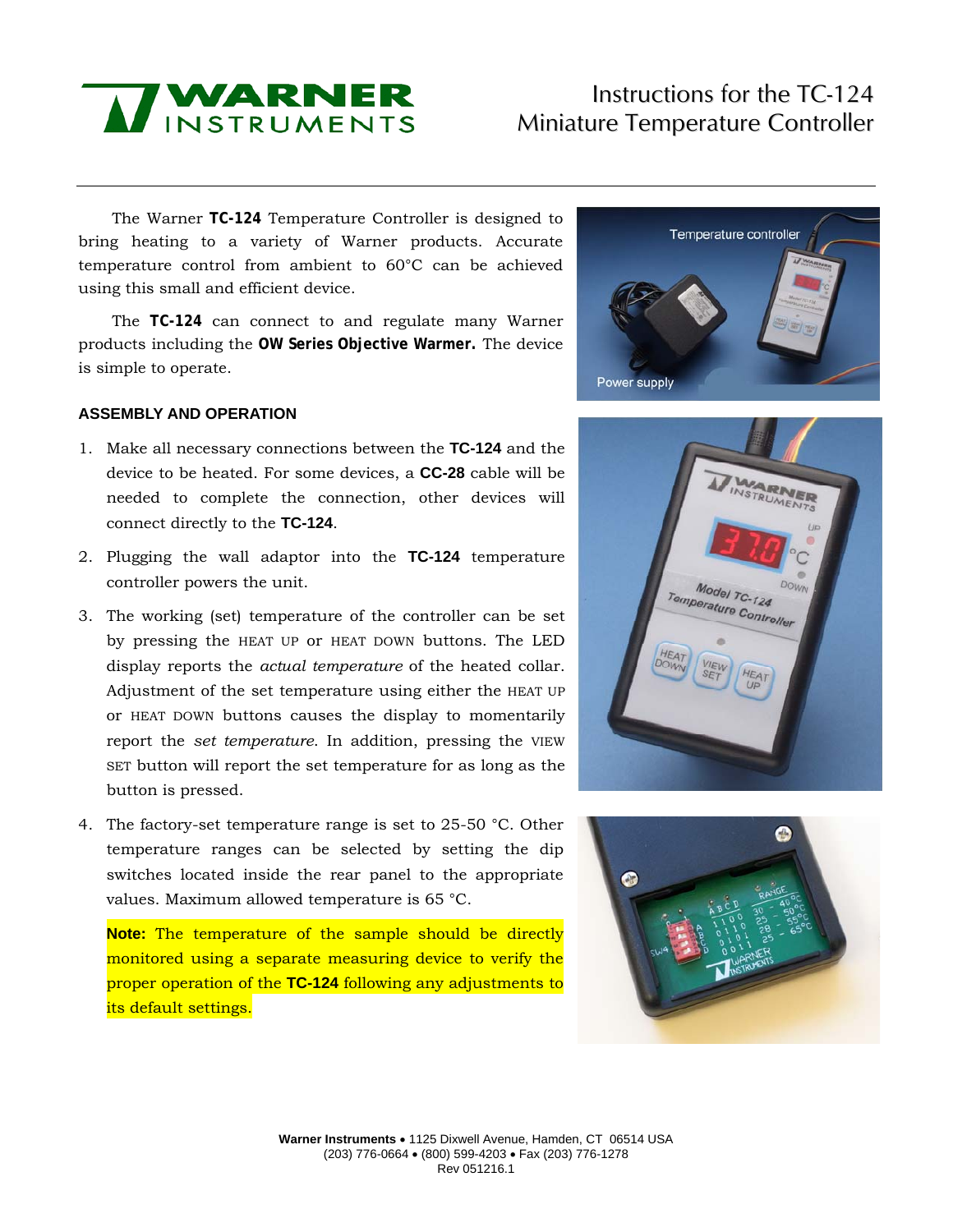# Instructions for the TC-124 Miniature Temperature Controller

The Warner **TC-124** Temperature Controller is designed to bring heating to a variety of Warner products. Accurate temperature control from ambient to 60°C can be achieved using this small and efficient device.

The **TC-124** can connect to and regulate many Warner products including the **OW Series Objective Warmer.** The device is simple to operate.

## ASSEMBLY AND OPERATION

1. Make all necessary connections between the **TC-124** and the device to be heated. For some devices, a **CC-28** cable will be needed to complete the connection, other devices will connect directly to the **TC-124**.
2. Plugging the wall adaptor into the **TC-124** temperature controller powers the unit.
3. The working (set) temperature of the controller can be set by pressing the HEAT UP or HEAT DOWN buttons. The LED display reports the *actual temperature* of the heated collar. Adjustment of the set temperature using either the HEAT UP or HEAT DOWN buttons causes the display to momentarily report the *set temperature*. In addition, pressing the VIEW SET button will report the set temperature for as long as the button is pressed.
4. The factory-set temperature range is set to 25-50 °C. Other temperature ranges can be selected by setting the dip switches located inside the rear panel to the appropriate values. Maximum allowed temperature is 65 °C.

   **Note:** The temperature of the sample should be directly monitored using a separate measuring device to verify the proper operation of the **TC-124** following any adjustments to its default settings.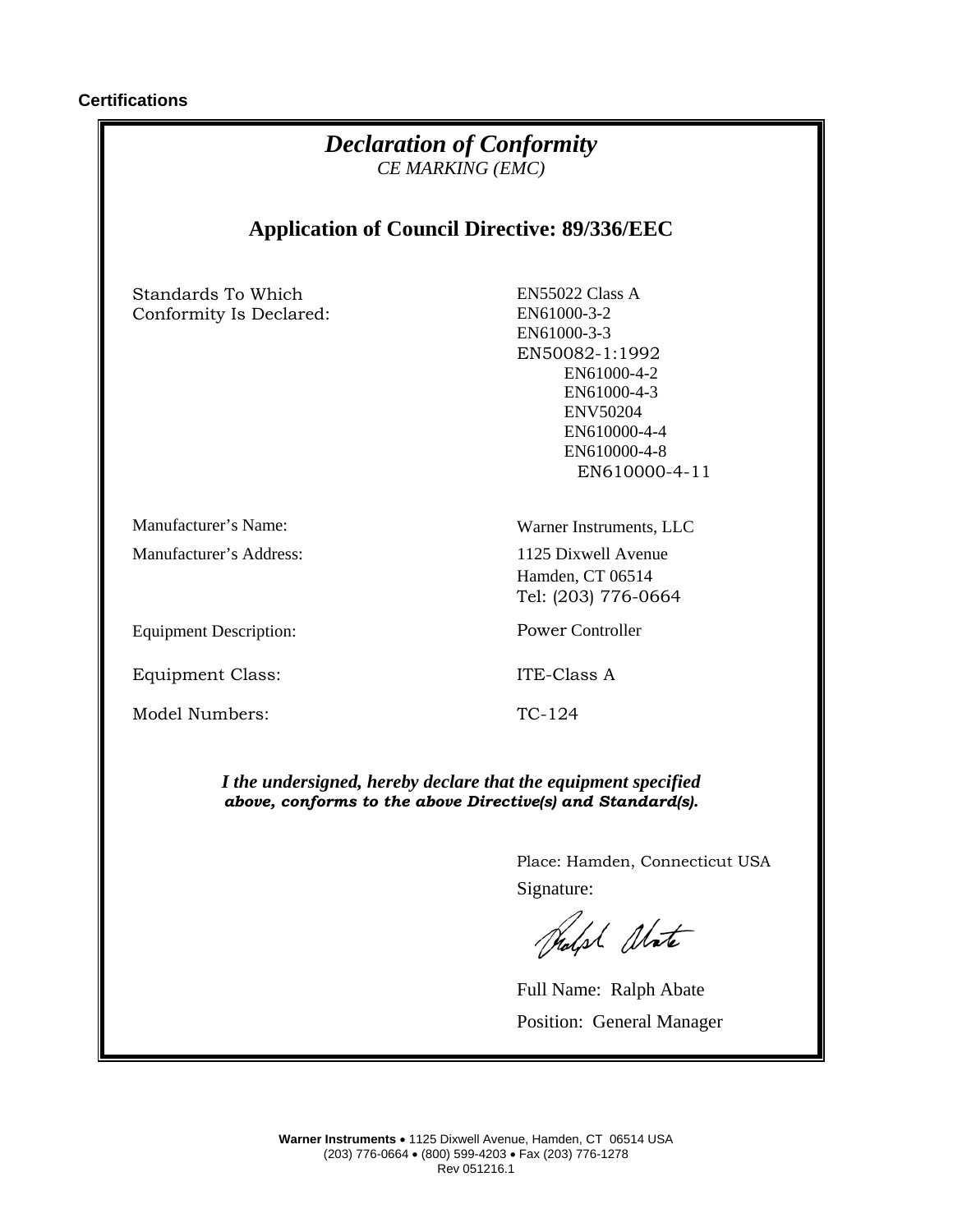**Certifications**

# *Declaration of Conformity*

*CE MARKING (EMC)*

## Application of Council Directive: 89/336/EEC

| | |
|---|---|
| Standards To Which Conformity Is Declared: | EN55022 Class A<br>EN61000-3-2<br>EN61000-3-3<br>EN50082-1:1992<br>EN61000-4-2<br>EN61000-4-3<br>ENV50204<br>EN610000-4-4<br>EN610000-4-8<br>EN610000-4-11 |
| Manufacturer's Name: | Warner Instruments, LLC |
| Manufacturer's Address: | 1125 Dixwell Avenue<br>Hamden, CT 06514<br>Tel: (203) 776-0664 |
| Equipment Description: | Power Controller |
| Equipment Class: | ITE-Class A |
| Model Numbers: | TC-124 |

***I the undersigned, hereby declare that the equipment specified above, conforms to the above Directive(s) and Standard(s).***

Place: Hamden, Connecticut USA

Signature:

Full Name: Ralph Abate

Position: General Manager

**Warner Instruments** • 1125 Dixwell Avenue, Hamden, CT 06514 USA
(203) 776-0664 • (800) 599-4203 • Fax (203) 776-1278
Rev 051216.1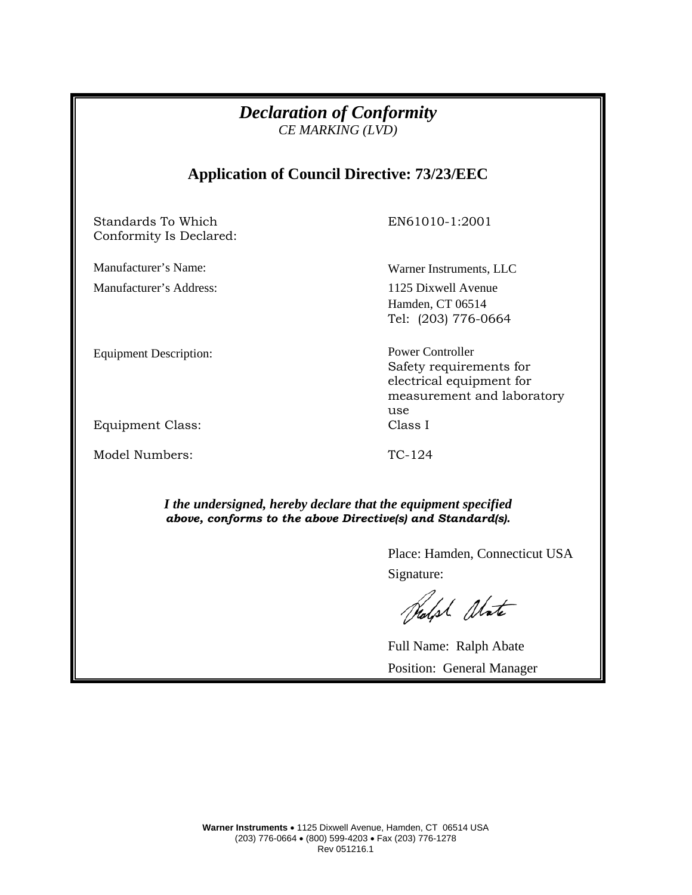# *Declaration of Conformity*

*CE MARKING (LVD)*

## Application of Council Directive: 73/23/EEC

| | |
|---|---|
| Standards To Which Conformity Is Declared: | EN61010-1:2001 |
| Manufacturer's Name: | Warner Instruments, LLC |
| Manufacturer's Address: | 1125 Dixwell Avenue<br>Hamden, CT 06514<br>Tel: (203) 776-0664 |
| Equipment Description: | Power Controller<br>Safety requirements for electrical equipment for measurement and laboratory use |
| Equipment Class: | Class I |
| Model Numbers: | TC-124 |

***I the undersigned, hereby declare that the equipment specified above, conforms to the above Directive(s) and Standard(s).***

Place: Hamden, Connecticut USA

Signature:

Full Name: Ralph Abate

Position: General Manager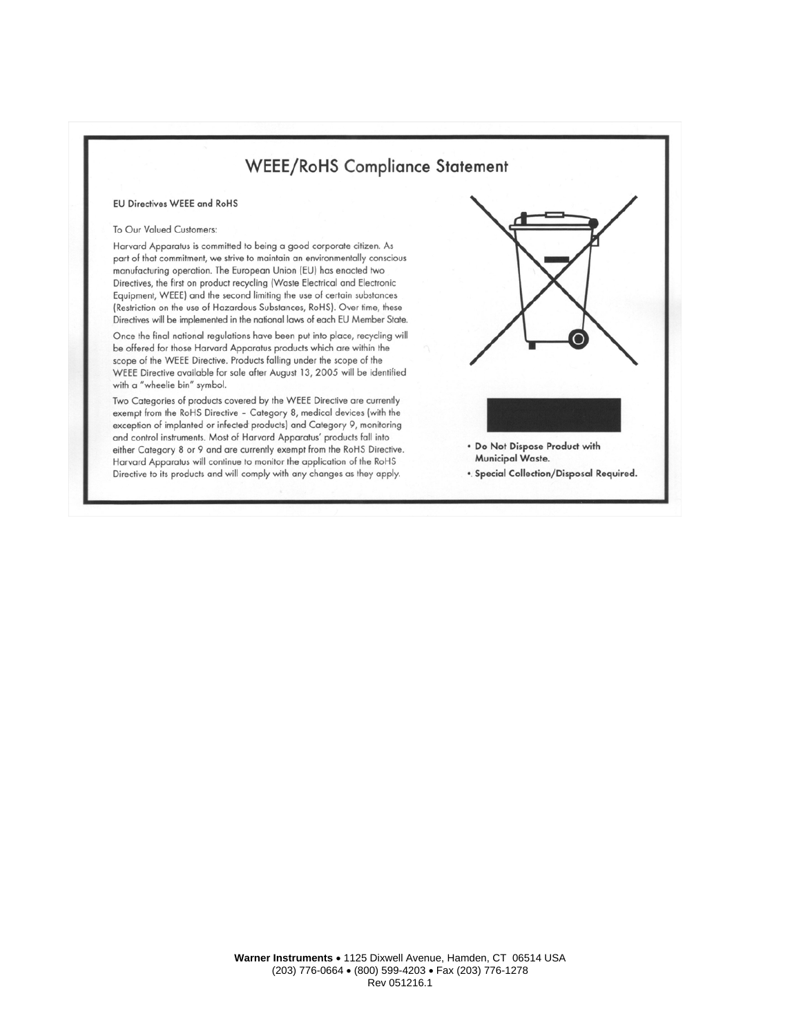# WEEE/RoHS Compliance Statement

**EU Directives WEEE and RoHS**

To Our Valued Customers:

Harvard Apparatus is committed to being a good corporate citizen. As part of that commitment, we strive to maintain an environmentally conscious manufacturing operation. The European Union (EU) has enacted two Directives, the first on product recycling (Waste Electrical and Electronic Equipment, WEEE) and the second limiting the use of certain substances (Restriction on the use of Hazardous Substances, RoHS). Over time, these Directives will be implemented in the national laws of each EU Member State.

Once the final national regulations have been put into place, recycling will be offered for those Harvard Apparatus products which are within the scope of the WEEE Directive. Products falling under the scope of the WEEE Directive available for sale after August 13, 2005 will be identified with a "wheelie bin" symbol.

Two Categories of products covered by the WEEE Directive are currently exempt from the RoHS Directive – Category 8, medical devices (with the exception of implanted or infected products) and Category 9, monitoring and control instruments. Most of Harvard Apparatus' products fall into either Category 8 or 9 and are currently exempt from the RoHS Directive. Harvard Apparatus will continue to monitor the application of the RoHS Directive to its products and will comply with any changes as they apply.

- **Do Not Dispose Product with Municipal Waste.**
- **Special Collection/Disposal Required.**

**Warner Instruments** • 1125 Dixwell Avenue, Hamden, CT 06514 USA
(203) 776-0664 • (800) 599-4203 • Fax (203) 776-1278
Rev 051216.1